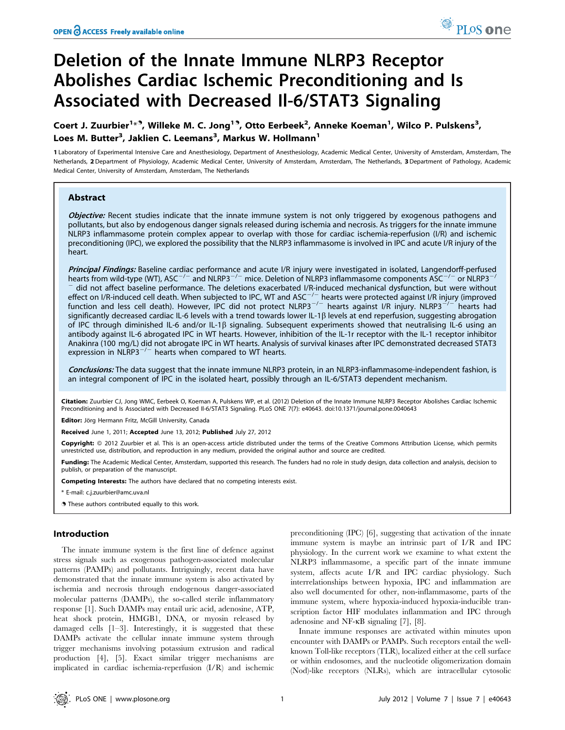# Deletion of the Innate Immune NLRP3 Receptor Abolishes Cardiac Ischemic Preconditioning and Is Associated with Decreased Il-6/STAT3 Signaling

**Coert J. Zuurbier[1*¶], Willeke M. C. Jong[1¶], Otto Eerbeek[2], Anneke Koeman[1], Wilco P. Pulskens[3], Loes M. Butter[3], Jaklien C. Leemans[3], Markus W. Hollmann[1]**

1 Laboratory of Experimental Intensive Care and Anesthesiology, Department of Anesthesiology, Academic Medical Center, University of Amsterdam, Amsterdam, The Netherlands, 2 Department of Physiology, Academic Medical Center, University of Amsterdam, Amsterdam, The Netherlands, 3 Department of Pathology, Academic Medical Center, University of Amsterdam, Amsterdam, The Netherlands

## Abstract

***Objective:*** Recent studies indicate that the innate immune system is not only triggered by exogenous pathogens and pollutants, but also by endogenous danger signals released during ischemia and necrosis. As triggers for the innate immune NLRP3 inflammasome protein complex appear to overlap with those for cardiac ischemia-reperfusion (I/R) and ischemic preconditioning (IPC), we explored the possibility that the NLRP3 inflammasome is involved in IPC and acute I/R injury of the heart.

***Principal Findings:*** Baseline cardiac performance and acute I/R injury were investigated in isolated, Langendorff-perfused hearts from wild-type (WT), $ASC^{-/-}$ and $NLRP3^{-/-}$ mice. Deletion of NLRP3 inflammasome components $ASC^{-/-}$ or $NLRP3^{-/-}$ did not affect baseline performance. The deletions exacerbated I/R-induced mechanical dysfunction, but were without effect on I/R-induced cell death. When subjected to IPC, WT and $ASC^{-/-}$ hearts were protected against I/R injury (improved function and less cell death). However, IPC did not protect $NLRP3^{-/-}$ hearts against I/R injury. $NLRP3^{-/-}$ hearts had significantly decreased cardiac IL-6 levels with a trend towards lower IL-1β levels at end reperfusion, suggesting abrogation of IPC through diminished IL-6 and/or IL-1β signaling. Subsequent experiments showed that neutralising IL-6 using an antibody against IL-6 abrogated IPC in WT hearts. However, inhibition of the IL-1r receptor with the IL-1 receptor inhibitor Anakinra (100 mg/L) did not abrogate IPC in WT hearts. Analysis of survival kinases after IPC demonstrated decreased STAT3 expression in $NLRP3^{-/-}$ hearts when compared to WT hearts.

***Conclusions:*** The data suggest that the innate immune NLRP3 protein, in an NLRP3-inflammasome-independent fashion, is an integral component of IPC in the isolated heart, possibly through an IL-6/STAT3 dependent mechanism.

**Citation:** Zuurbier CJ, Jong WMC, Eerbeek O, Koeman A, Pulskens WP, et al. (2012) Deletion of the Innate Immune NLRP3 Receptor Abolishes Cardiac Ischemic Preconditioning and Is Associated with Decreased Il-6/STAT3 Signaling. PLoS ONE 7(7): e40643. doi:10.1371/journal.pone.0040643

**Editor:** Jörg Hermann Fritz, McGill University, Canada

**Received** June 1, 2011; **Accepted** June 13, 2012; **Published** July 27, 2012

**Copyright:** © 2012 Zuurbier et al. This is an open-access article distributed under the terms of the Creative Commons Attribution License, which permits unrestricted use, distribution, and reproduction in any medium, provided the original author and source are credited.

**Funding:** The Academic Medical Center, Amsterdam, supported this research. The funders had no role in study design, data collection and analysis, decision to publish, or preparation of the manuscript.

**Competing Interests:** The authors have declared that no competing interests exist.

\* E-mail: c.j.zuurbier@amc.uva.nl

¶ These authors contributed equally to this work.

## Introduction

The innate immune system is the first line of defence against stress signals such as exogenous pathogen-associated molecular patterns (PAMPs) and pollutants. Intriguingly, recent data have demonstrated that the innate immune system is also activated by ischemia and necrosis through endogenous danger-associated molecular patterns (DAMPs), the so-called sterile inflammatory response [1]. Such DAMPs may entail uric acid, adenosine, ATP, heat shock protein, HMGB1, DNA, or myosin released by damaged cells [1–3]. Interestingly, it is suggested that these DAMPs activate the cellular innate immune system through trigger mechanisms involving potassium extrusion and radical production [4], [5]. Exact similar trigger mechanisms are implicated in cardiac ischemia-reperfusion (I/R) and ischemic preconditioning (IPC) [6], suggesting that activation of the innate immune system is maybe an intrinsic part of I/R and IPC physiology. In the current work we examine to what extent the NLRP3 inflammasome, a specific part of the innate immune system, affects acute I/R and IPC cardiac physiology. Such interrelationships between hypoxia, IPC and inflammation are also well documented for other, non-inflammasome, parts of the immune system, where hypoxia-induced hypoxia-inducible transcription factor HIF modulates inflammation and IPC through adenosine and NF-κB signaling [7], [8].

Innate immune responses are activated within minutes upon encounter with DAMPs or PAMPs. Such receptors entail the well-known Toll-like receptors (TLR), localized either at the cell surface or within endosomes, and the nucleotide oligomerization domain (Nod)-like receptors (NLRs), which are intracellular cytosolic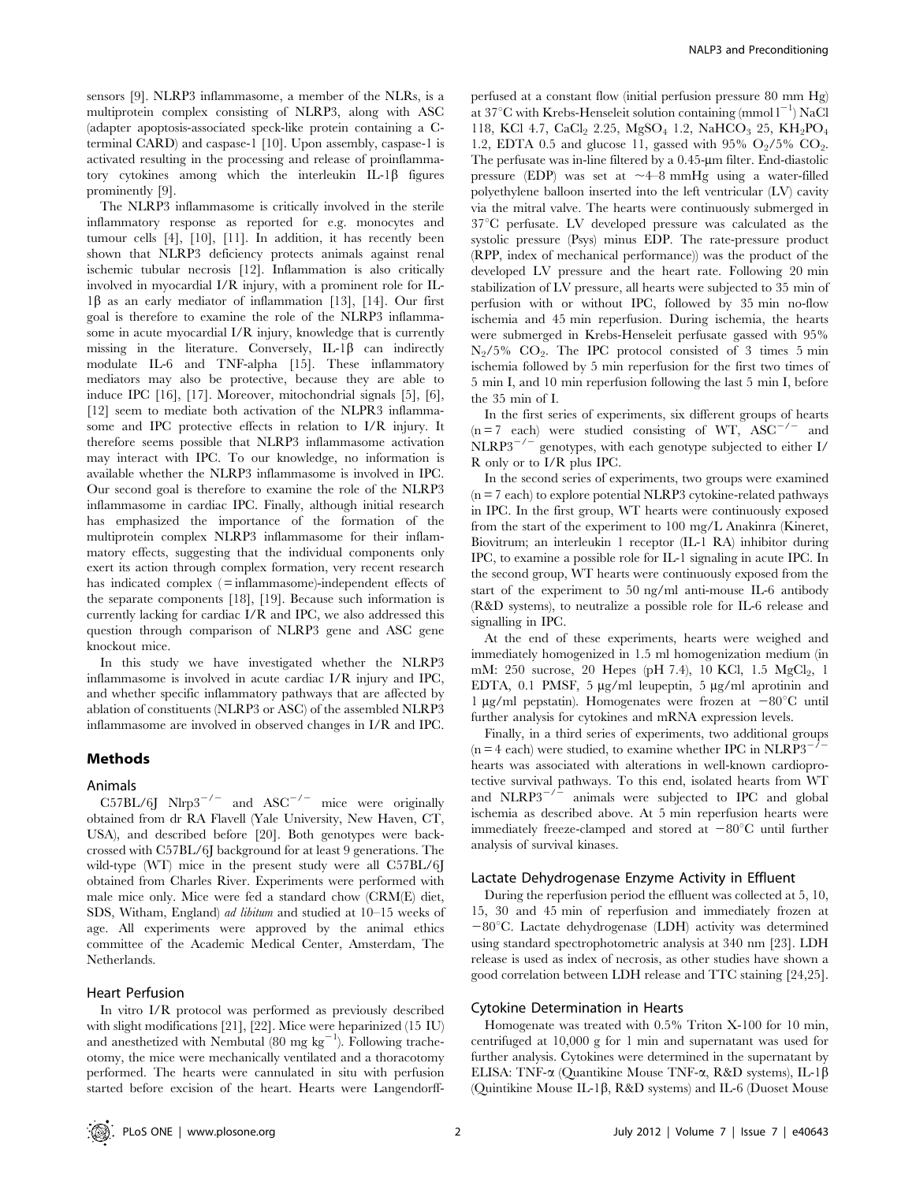sensors [9]. NLRP3 inflammasome, a member of the NLRs, is a multiprotein complex consisting of NLRP3, along with ASC (adapter apoptosis-associated speck-like protein containing a C-terminal CARD) and caspase-1 [10]. Upon assembly, caspase-1 is activated resulting in the processing and release of proinflammatory cytokines among which the interleukin IL-1β figures prominently [9].

The NLRP3 inflammasome is critically involved in the sterile inflammatory response as reported for e.g. monocytes and tumour cells [4], [10], [11]. In addition, it has recently been shown that NLRP3 deficiency protects animals against renal ischemic tubular necrosis [12]. Inflammation is also critically involved in myocardial I/R injury, with a prominent role for IL-1β as an early mediator of inflammation [13], [14]. Our first goal is therefore to examine the role of the NLRP3 inflammasome in acute myocardial I/R injury, knowledge that is currently missing in the literature. Conversely, IL-1β can indirectly modulate IL-6 and TNF-alpha [15]. These inflammatory mediators may also be protective, because they are able to induce IPC [16], [17]. Moreover, mitochondrial signals [5], [6], [12] seem to mediate both activation of the NLPR3 inflammasome and IPC protective effects in relation to I/R injury. It therefore seems possible that NLRP3 inflammasome activation may interact with IPC. To our knowledge, no information is available whether the NLRP3 inflammasome is involved in IPC. Our second goal is therefore to examine the role of the NLRP3 inflammasome in cardiac IPC. Finally, although initial research has emphasized the importance of the formation of the multiprotein complex NLRP3 inflammasome for their inflammatory effects, suggesting that the individual components only exert its action through complex formation, very recent research has indicated complex (= inflammasome)-independent effects of the separate components [18], [19]. Because such information is currently lacking for cardiac I/R and IPC, we also addressed this question through comparison of NLRP3 gene and ASC gene knockout mice.

In this study we have investigated whether the NLRP3 inflammasome is involved in acute cardiac I/R injury and IPC, and whether specific inflammatory pathways that are affected by ablation of constituents (NLRP3 or ASC) of the assembled NLRP3 inflammasome are involved in observed changes in I/R and IPC.

## Methods

### Animals

C57BL/6J $Nlrp3^{-/-}$ and $ASC^{-/-}$ mice were originally obtained from dr RA Flavell (Yale University, New Haven, CT, USA), and described before [20]. Both genotypes were back-crossed with C57BL/6J background for at least 9 generations. The wild-type (WT) mice in the present study were all C57BL/6J obtained from Charles River. Experiments were performed with male mice only. Mice were fed a standard chow (CRM(E) diet, SDS, Witham, England) *ad libitum* and studied at 10–15 weeks of age. All experiments were approved by the animal ethics committee of the Academic Medical Center, Amsterdam, The Netherlands.

### Heart Perfusion

In vitro I/R protocol was performed as previously described with slight modifications [21], [22]. Mice were heparinized (15 IU) and anesthetized with Nembutal (80 mg $kg^{-1}$). Following tracheotomy, the mice were mechanically ventilated and a thoracotomy performed. The hearts were cannulated in situ with perfusion started before excision of the heart. Hearts were Langendorff-perfused at a constant flow (initial perfusion pressure 80 mm Hg) at 37°C with Krebs-Henseleit solution containing (mmol $l^{-1}$) NaCl 118, KCl 4.7, $CaCl_2$ 2.25, $MgSO_4$ 1.2, $NaHCO_3$ 25, $KH_2PO_4$ 1.2, EDTA 0.5 and glucose 11, gassed with 95% $O_2$/5% $CO_2$. The perfusate was in-line filtered by a 0.45-µm filter. End-diastolic pressure (EDP) was set at ~4–8 mmHg using a water-filled polyethylene balloon inserted into the left ventricular (LV) cavity via the mitral valve. The hearts were continuously submerged in 37°C perfusate. LV developed pressure was calculated as the systolic pressure (Psys) minus EDP. The rate-pressure product (RPP, index of mechanical performance)) was the product of the developed LV pressure and the heart rate. Following 20 min stabilization of LV pressure, all hearts were subjected to 35 min of perfusion with or without IPC, followed by 35 min no-flow ischemia and 45 min reperfusion. During ischemia, the hearts were submerged in Krebs-Henseleit perfusate gassed with 95% $N_2$/5% $CO_2$. The IPC protocol consisted of 3 times 5 min ischemia followed by 5 min reperfusion for the first two times of 5 min I, and 10 min reperfusion following the last 5 min I, before the 35 min of I.

In the first series of experiments, six different groups of hearts (n = 7 each) were studied consisting of WT, $ASC^{-/-}$ and $NLRP3^{-/-}$ genotypes, with each genotype subjected to either I/R only or to I/R plus IPC.

In the second series of experiments, two groups were examined (n = 7 each) to explore potential NLRP3 cytokine-related pathways in IPC. In the first group, WT hearts were continuously exposed from the start of the experiment to 100 mg/L Anakinra (Kineret, Biovitrum; an interleukin 1 receptor (IL-1 RA) inhibitor during IPC, to examine a possible role for IL-1 signaling in acute IPC. In the second group, WT hearts were continuously exposed from the start of the experiment to 50 ng/ml anti-mouse IL-6 antibody (R&D systems), to neutralize a possible role for IL-6 release and signalling in IPC.

At the end of these experiments, hearts were weighed and immediately homogenized in 1.5 ml homogenization medium (in mM: 250 sucrose, 20 Hepes (pH 7.4), 10 KCl, 1.5 $MgCl_2$, 1 EDTA, 0.1 PMSF, 5 µg/ml leupeptin, 5 µg/ml aprotinin and 1 µg/ml pepstatin). Homogenates were frozen at −80°C until further analysis for cytokines and mRNA expression levels.

Finally, in a third series of experiments, two additional groups (n = 4 each) were studied, to examine whether IPC in $NLRP3^{-/-}$ hearts was associated with alterations in well-known cardioprotective survival pathways. To this end, isolated hearts from WT and $NLRP3^{-/-}$ animals were subjected to IPC and global ischemia as described above. At 5 min reperfusion hearts were immediately freeze-clamped and stored at −80°C until further analysis of survival kinases.

### Lactate Dehydrogenase Enzyme Activity in Effluent

During the reperfusion period the effluent was collected at 5, 10, 15, 30 and 45 min of reperfusion and immediately frozen at −80°C. Lactate dehydrogenase (LDH) activity was determined using standard spectrophotometric analysis at 340 nm [23]. LDH release is used as index of necrosis, as other studies have shown a good correlation between LDH release and TTC staining [24,25].

### Cytokine Determination in Hearts

Homogenate was treated with 0.5% Triton X-100 for 10 min, centrifuged at 10,000 g for 1 min and supernatant was used for further analysis. Cytokines were determined in the supernatant by ELISA: TNF-α (Quantikine Mouse TNF-α, R&D systems), IL-1β (Quintikine Mouse IL-1β, R&D systems) and IL-6 (Duoset Mouse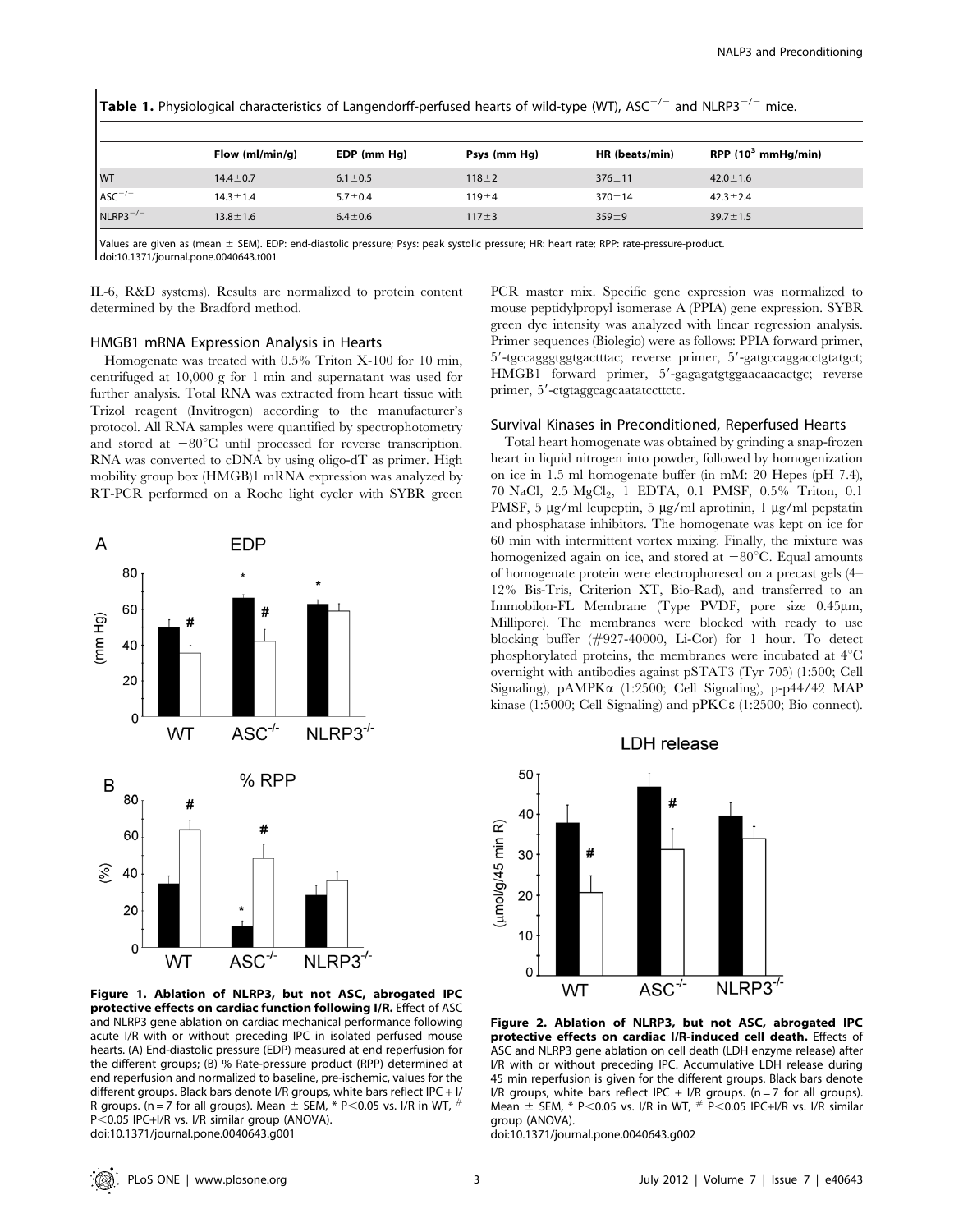**Table 1.** Physiological characteristics of Langendorff-perfused hearts of wild-type (WT), $ASC^{-/-}$ and $NLRP3^{-/-}$ mice.

| | Flow (ml/min/g) | EDP (mm Hg) | Psys (mm Hg) | HR (beats/min) | RPP ($10^3$ mmHg/min) |
|---|---|---|---|---|---|
| WT | 14.4±0.7 | 6.1±0.5 | 118±2 | 376±11 | 42.0±1.6 |
| $ASC^{-/-}$ | 14.3±1.4 | 5.7±0.4 | 119±4 | 370±14 | 42.3±2.4 |
| $NLRP3^{-/-}$ | 13.8±1.6 | 6.4±0.6 | 117±3 | 359±9 | 39.7±1.5 |

Values are given as (mean ± SEM). EDP: end-diastolic pressure; Psys: peak systolic pressure; HR: heart rate; RPP: rate-pressure-product.
doi:10.1371/journal.pone.0040643.t001

IL-6, R&D systems). Results are normalized to protein content determined by the Bradford method.

### HMGB1 mRNA Expression Analysis in Hearts

Homogenate was treated with 0.5% Triton X-100 for 10 min, centrifuged at 10,000 g for 1 min and supernatant was used for further analysis. Total RNA was extracted from heart tissue with Trizol reagent (Invitrogen) according to the manufacturer's protocol. All RNA samples were quantified by spectrophotometry and stored at −80°C until processed for reverse transcription. RNA was converted to cDNA by using oligo-dT as primer. High mobility group box (HMGB)1 mRNA expression was analyzed by RT-PCR performed on a Roche light cycler with SYBR green PCR master mix. Specific gene expression was normalized to mouse peptidylpropyl isomerase A (PPIA) gene expression. SYBR green dye intensity was analyzed with linear regression analysis. Primer sequences (Biolegio) were as follows: PPIA forward primer, 5′-tgccagggtggtgactttac; reverse primer, 5′-gatgccaggacctgtatgct; HMGB1 forward primer, 5′-gagagatgtggaacaacactgc; reverse primer, 5′-ctgtaggcagcaatatccttctc.

### Survival Kinases in Preconditioned, Reperfused Hearts

Total heart homogenate was obtained by grinding a snap-frozen heart in liquid nitrogen into powder, followed by homogenization on ice in 1.5 ml homogenate buffer (in mM: 20 Hepes (pH 7.4), 70 NaCl, 2.5 $MgCl_2$, 1 EDTA, 0.1 PMSF, 0.5% Triton, 0.1 PMSF, 5 µg/ml leupeptin, 5 µg/ml aprotinin, 1 µg/ml pepstatin and phosphatase inhibitors. The homogenate was kept on ice for 60 min with intermittent vortex mixing. Finally, the mixture was homogenized again on ice, and stored at −80°C. Equal amounts of homogenate protein were electrophoresed on a precast gels (4–12% Bis-Tris, Criterion XT, Bio-Rad), and transferred to an Immobilon-FL Membrane (Type PVDF, pore size 0.45µm, Millipore). The membranes were blocked with ready to use blocking buffer (#927-40000, Li-Cor) for 1 hour. To detect phosphorylated proteins, the membranes were incubated at 4°C overnight with antibodies against pSTAT3 (Tyr 705) (1:500; Cell Signaling), pAMPKα (1:2500; Cell Signaling), p-p44/42 MAP kinase (1:5000; Cell Signaling) and pPKCε (1:2500; Bio connect).

A
EDP
(mm Hg)
WT ASC-/- NLRP3-/-

B
% RPP
(%)
WT ASC-/- NLRP3-/-

**Figure 1. Ablation of NLRP3, but not ASC, abrogated IPC protective effects on cardiac function following I/R.** Effect of ASC and NLRP3 gene ablation on cardiac mechanical performance following acute I/R with or without preceding IPC in isolated perfused mouse hearts. (A) End-diastolic pressure (EDP) measured at end reperfusion for the different groups; (B) % Rate-pressure product (RPP) determined at end reperfusion and normalized to baseline, pre-ischemic, values for the different groups. Black bars denote I/R groups, white bars reflect IPC + I/R groups. (n = 7 for all groups). Mean ± SEM, * $P<0.05$ vs. I/R in WT, # $P<0.05$ IPC+I/R vs. I/R similar group (ANOVA).
doi:10.1371/journal.pone.0040643.g001

LDH release
(µmol/g/45 min R)
WT ASC-/- NLRP3-/-

**Figure 2. Ablation of NLRP3, but not ASC, abrogated IPC protective effects on cardiac I/R-induced cell death.** Effects of ASC and NLRP3 gene ablation on cell death (LDH enzyme release) after I/R with or without preceding IPC. Accumulative LDH release during 45 min reperfusion is given for the different groups. Black bars denote I/R groups, white bars reflect IPC + I/R groups. (n = 7 for all groups). Mean ± SEM, * $P<0.05$ vs. I/R in WT, # $P<0.05$ IPC+I/R vs. I/R similar group (ANOVA).
doi:10.1371/journal.pone.0040643.g002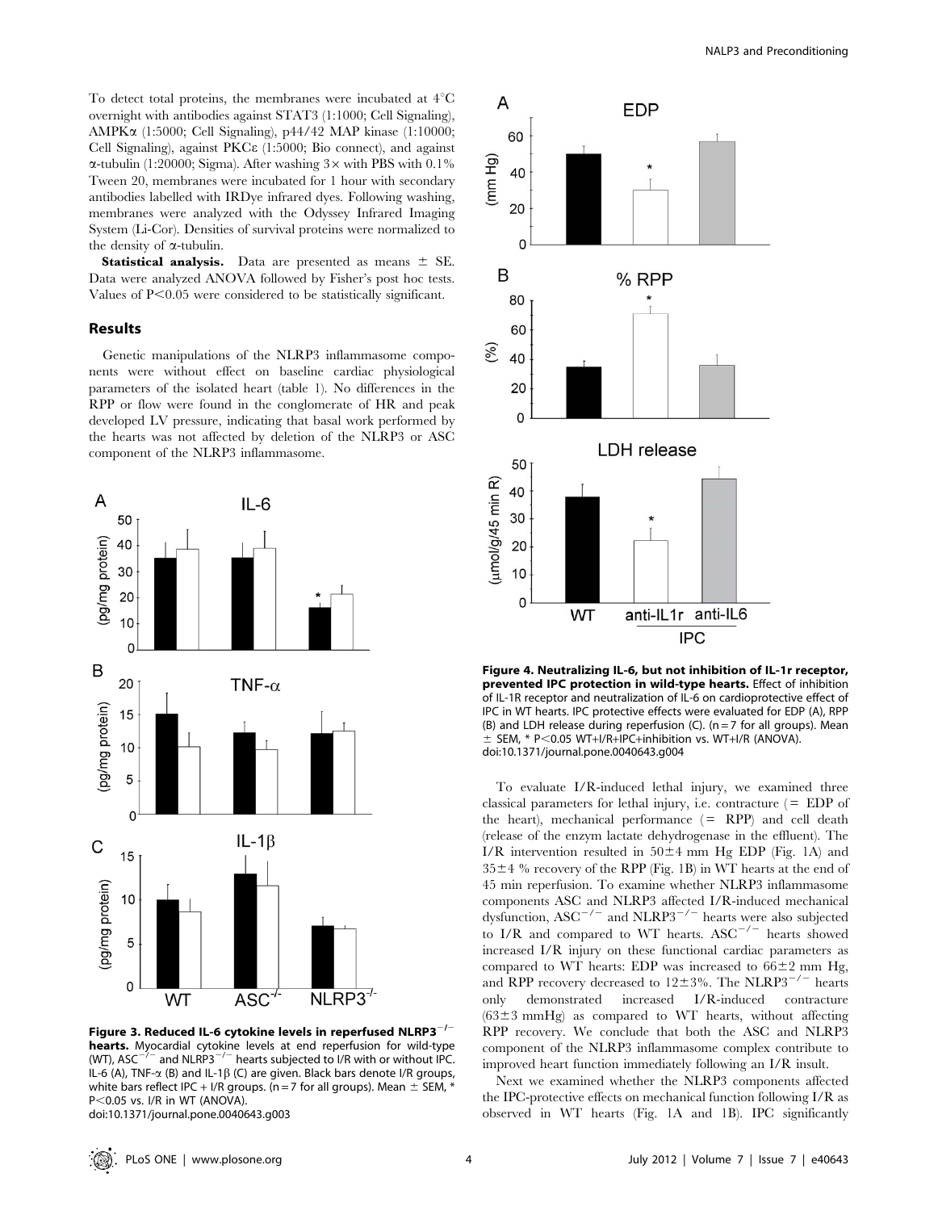To detect total proteins, the membranes were incubated at 4°C overnight with antibodies against STAT3 (1:1000; Cell Signaling), AMPKα (1:5000; Cell Signaling), p44/42 MAP kinase (1:10000; Cell Signaling), against PKCε (1:5000; Bio connect), and against α-tubulin (1:20000; Sigma). After washing 3× with PBS with 0.1% Tween 20, membranes were incubated for 1 hour with secondary antibodies labelled with IRDye infrared dyes. Following washing, membranes were analyzed with the Odyssey Infrared Imaging System (Li-Cor). Densities of survival proteins were normalized to the density of α-tubulin.

**Statistical analysis.** Data are presented as means ± SE. Data were analyzed ANOVA followed by Fisher's post hoc tests. Values of $P<0.05$ were considered to be statistically significant.

## Results

Genetic manipulations of the NLRP3 inflammasome components were without effect on baseline cardiac physiological parameters of the isolated heart (table 1). No differences in the RPP or flow were found in the conglomerate of HR and peak developed LV pressure, indicating that basal work performed by the hearts was not affected by deletion of the NLRP3 or ASC component of the NLRP3 inflammasome.

**Figure 3. Reduced IL-6 cytokine levels in reperfused NLRP3$^{-/-}$ hearts.** Myocardial cytokine levels at end reperfusion for wild-type (WT), ASC$^{-/-}$ and NLRP3$^{-/-}$ hearts subjected to I/R with or without IPC. IL-6 (A), TNF-α (B) and IL-1β (C) are given. Black bars denote I/R groups, white bars reflect IPC + I/R groups. (n = 7 for all groups). Mean ± SEM, * $P<0.05$ vs. I/R in WT (ANOVA).
doi:10.1371/journal.pone.0040643.g003

**Figure 4. Neutralizing IL-6, but not inhibition of IL-1r receptor, prevented IPC protection in wild-type hearts.** Effect of inhibition of IL-1R receptor and neutralization of IL-6 on cardioprotective effect of IPC in WT hearts. IPC protective effects were evaluated for EDP (A), RPP (B) and LDH release during reperfusion (C). (n = 7 for all groups). Mean ± SEM, * $P<0.05$ WT+I/R+IPC+inhibition vs. WT+I/R (ANOVA).
doi:10.1371/journal.pone.0040643.g004

To evaluate I/R-induced lethal injury, we examined three classical parameters for lethal injury, i.e. contracture (= EDP of the heart), mechanical performance (= RPP) and cell death (release of the enzym lactate dehydrogenase in the effluent). The I/R intervention resulted in 50±4 mm Hg EDP (Fig. 1A) and 35±4 % recovery of the RPP (Fig. 1B) in WT hearts at the end of 45 min reperfusion. To examine whether NLRP3 inflammasome components ASC and NLRP3 affected I/R-induced mechanical dysfunction, ASC$^{-/-}$ and NLRP3$^{-/-}$ hearts were also subjected to I/R and compared to WT hearts. ASC$^{-/-}$ hearts showed increased I/R injury on these functional cardiac parameters as compared to WT hearts: EDP was increased to 66±2 mm Hg, and RPP recovery decreased to 12±3%. The NLRP3$^{-/-}$ hearts only demonstrated increased I/R-induced contracture (63±3 mmHg) as compared to WT hearts, without affecting RPP recovery. We conclude that both the ASC and NLRP3 component of the NLRP3 inflammasome complex contribute to improved heart function immediately following an I/R insult.

Next we examined whether the NLRP3 components affected the IPC-protective effects on mechanical function following I/R as observed in WT hearts (Fig. 1A and 1B). IPC significantly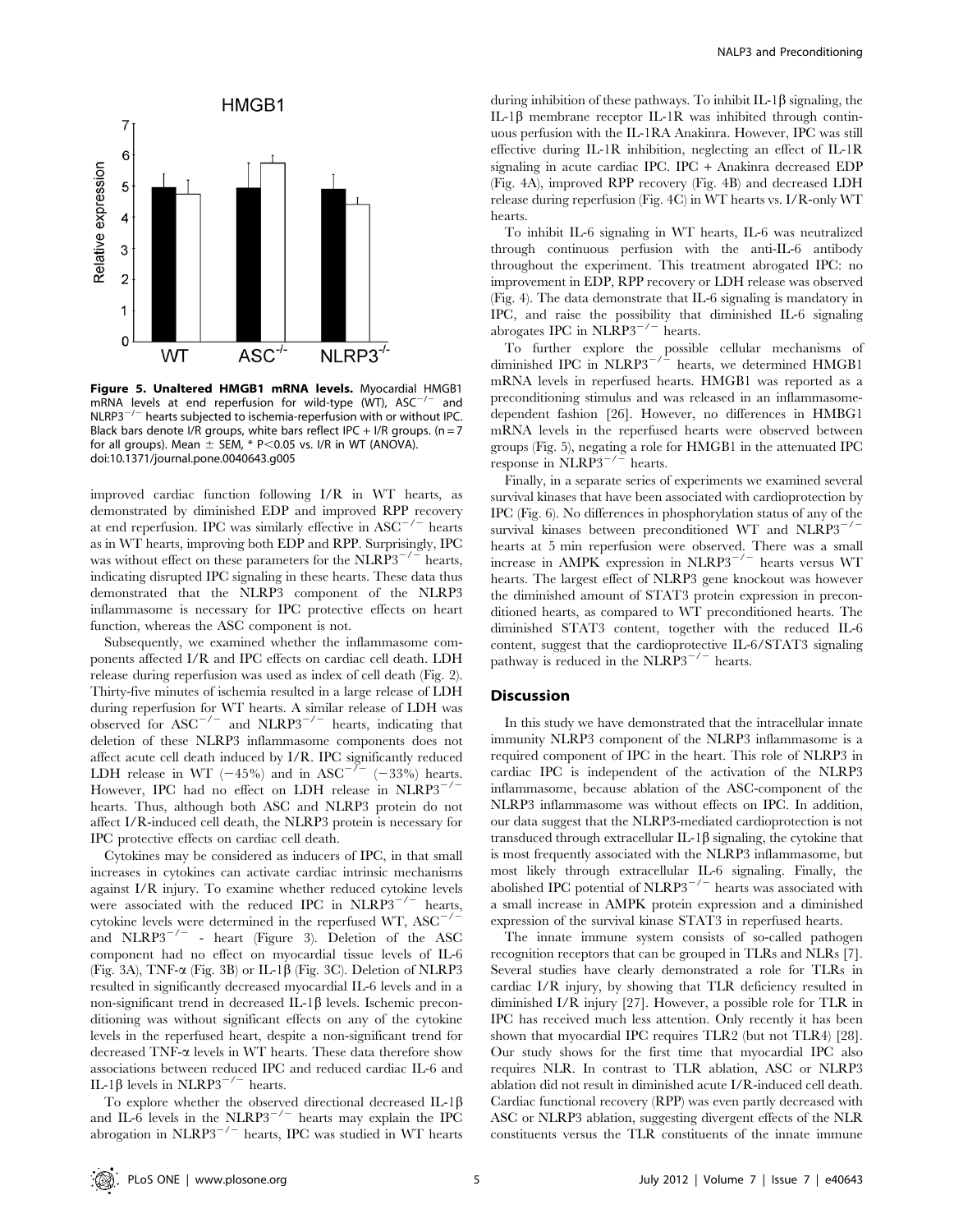HMGB1

Relative expression

7
6
5
4
3
2
1
0

WT
ASC$^{-/-}$
NLRP3$^{-/-}$

**Figure 5. Unaltered HMGB1 mRNA levels.** Myocardial HMGB1 mRNA levels at end reperfusion for wild-type (WT), ASC$^{-/-}$ and NLRP3$^{-/-}$ hearts subjected to ischemia-reperfusion with or without IPC. Black bars denote I/R groups, white bars reflect IPC + I/R groups. (n = 7 for all groups). Mean ± SEM, * $P<0.05$ vs. I/R in WT (ANOVA).
doi:10.1371/journal.pone.0040643.g005

improved cardiac function following I/R in WT hearts, as demonstrated by diminished EDP and improved RPP recovery at end reperfusion. IPC was similarly effective in ASC$^{-/-}$ hearts as in WT hearts, improving both EDP and RPP. Surprisingly, IPC was without effect on these parameters for the NLRP3$^{-/-}$ hearts, indicating disrupted IPC signaling in these hearts. These data thus demonstrated that the NLRP3 component of the NLRP3 inflammasome is necessary for IPC protective effects on heart function, whereas the ASC component is not.

Subsequently, we examined whether the inflammasome components affected I/R and IPC effects on cardiac cell death. LDH release during reperfusion was used as index of cell death (Fig. 2). Thirty-five minutes of ischemia resulted in a large release of LDH during reperfusion for WT hearts. A similar release of LDH was observed for ASC$^{-/-}$ and NLRP3$^{-/-}$ hearts, indicating that deletion of these NLRP3 inflammasome components does not affect acute cell death induced by I/R. IPC significantly reduced LDH release in WT (−45%) and in ASC$^{-/-}$ (−33%) hearts. However, IPC had no effect on LDH release in NLRP3$^{-/-}$ hearts. Thus, although both ASC and NLRP3 protein do not affect I/R-induced cell death, the NLRP3 protein is necessary for IPC protective effects on cardiac cell death.

Cytokines may be considered as inducers of IPC, in that small increases in cytokines can activate cardiac intrinsic mechanisms against I/R injury. To examine whether reduced cytokine levels were associated with the reduced IPC in NLRP3$^{-/-}$ hearts, cytokine levels were determined in the reperfused WT, ASC$^{-/-}$ and NLRP3$^{-/-}$ - heart (Figure 3). Deletion of the ASC component had no effect on myocardial tissue levels of IL-6 (Fig. 3A), TNF-α (Fig. 3B) or IL-1β (Fig. 3C). Deletion of NLRP3 resulted in significantly decreased myocardial IL-6 levels and in a non-significant trend in decreased IL-1β levels. Ischemic preconditioning was without significant effects on any of the cytokine levels in the reperfused heart, despite a non-significant trend for decreased TNF-α levels in WT hearts. These data therefore show associations between reduced IPC and reduced cardiac IL-6 and IL-1β levels in NLRP3$^{-/-}$ hearts.

To explore whether the observed directional decreased IL-1β and IL-6 levels in the NLRP3$^{-/-}$ hearts may explain the IPC abrogation in NLRP3$^{-/-}$ hearts, IPC was studied in WT hearts during inhibition of these pathways. To inhibit IL-1β signaling, the IL-1β membrane receptor IL-1R was inhibited through continuous perfusion with the IL-1RA Anakinra. However, IPC was still effective during IL-1R inhibition, neglecting an effect of IL-1R signaling in acute cardiac IPC. IPC + Anakinra decreased EDP (Fig. 4A), improved RPP recovery (Fig. 4B) and decreased LDH release during reperfusion (Fig. 4C) in WT hearts vs. I/R-only WT hearts.

To inhibit IL-6 signaling in WT hearts, IL-6 was neutralized through continuous perfusion with the anti-IL-6 antibody throughout the experiment. This treatment abrogated IPC: no improvement in EDP, RPP recovery or LDH release was observed (Fig. 4). The data demonstrate that IL-6 signaling is mandatory in IPC, and raise the possibility that diminished IL-6 signaling abrogates IPC in NLRP3$^{-/-}$ hearts.

To further explore the possible cellular mechanisms of diminished IPC in NLRP3$^{-/-}$ hearts, we determined HMGB1 mRNA levels in reperfused hearts. HMGB1 was reported as a preconditioning stimulus and was released in an inflammasome-dependent fashion [26]. However, no differences in HMBG1 mRNA levels in the reperfused hearts were observed between groups (Fig. 5), negating a role for HMGB1 in the attenuated IPC response in NLRP3$^{-/-}$ hearts.

Finally, in a separate series of experiments we examined several survival kinases that have been associated with cardioprotection by IPC (Fig. 6). No differences in phosphorylation status of any of the survival kinases between preconditioned WT and NLRP3$^{-/-}$ hearts at 5 min reperfusion were observed. There was a small increase in AMPK expression in NLRP3$^{-/-}$ hearts versus WT hearts. The largest effect of NLRP3 gene knockout was however the diminished amount of STAT3 protein expression in preconditioned hearts, as compared to WT preconditioned hearts. The diminished STAT3 content, together with the reduced IL-6 content, suggest that the cardioprotective IL-6/STAT3 signaling pathway is reduced in the NLRP3$^{-/-}$ hearts.

## Discussion

In this study we have demonstrated that the intracellular innate immunity NLRP3 component of the NLRP3 inflammasome is a required component of IPC in the heart. This role of NLRP3 in cardiac IPC is independent of the activation of the NLRP3 inflammasome, because ablation of the ASC-component of the NLRP3 inflammasome was without effects on IPC. In addition, our data suggest that the NLRP3-mediated cardioprotection is not transduced through extracellular IL-1β signaling, the cytokine that is most frequently associated with the NLRP3 inflammasome, but most likely through extracellular IL-6 signaling. Finally, the abolished IPC potential of NLRP3$^{-/-}$ hearts was associated with a small increase in AMPK protein expression and a diminished expression of the survival kinase STAT3 in reperfused hearts.

The innate immune system consists of so-called pathogen recognition receptors that can be grouped in TLRs and NLRs [7]. Several studies have clearly demonstrated a role for TLRs in cardiac I/R injury, by showing that TLR deficiency resulted in diminished I/R injury [27]. However, a possible role for TLR in IPC has received much less attention. Only recently it has been shown that myocardial IPC requires TLR2 (but not TLR4) [28]. Our study shows for the first time that myocardial IPC also requires NLR. In contrast to TLR ablation, ASC or NLRP3 ablation did not result in diminished acute I/R-induced cell death. Cardiac functional recovery (RPP) was even partly decreased with ASC or NLRP3 ablation, suggesting divergent effects of the NLR constituents versus the TLR constituents of the innate immune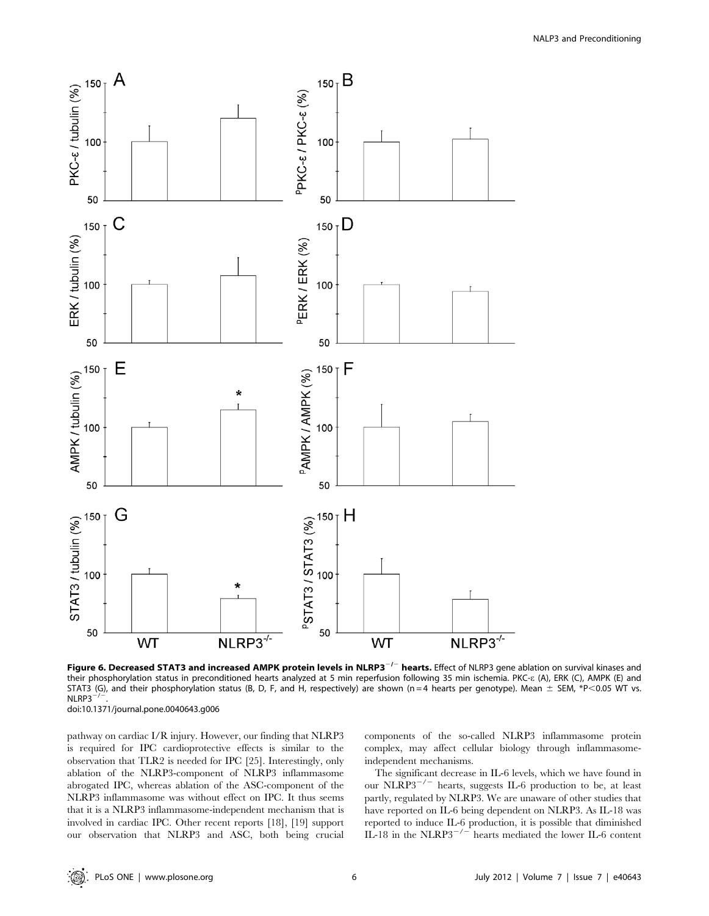A

PKC-ε / tubulin (%)

150

100

50

B

$^{p}$PKC-ε / PKC-ε (%)

150

100

50

C

ERK / tubulin (%)

150

100

50

D

$^{p}$ERK / ERK (%)

150

100

50

E

AMPK / tubulin (%)

150

100

50

*

F

$^{p}$AMPK / AMPK (%)

150

100

50

G

STAT3 / tubulin (%)

150

100

50

*

H

$^{p}$STAT3 / STAT3 (%)

150

100

50

WT

NLRP3$^{-/-}$

WT

NLRP3$^{-/-}$

**Figure 6. Decreased STAT3 and increased AMPK protein levels in NLRP3$^{-/-}$ hearts.** Effect of NLRP3 gene ablation on survival kinases and their phosphorylation status in preconditioned hearts analyzed at 5 min reperfusion following 35 min ischemia. PKC-ε (A), ERK (C), AMPK (E) and STAT3 (G), and their phosphorylation status (B, D, F, and H, respectively) are shown (n = 4 hearts per genotype). Mean ± SEM, *P<0.05 WT vs. NLRP3$^{-/-}$.

doi:10.1371/journal.pone.0040643.g006

pathway on cardiac I/R injury. However, our finding that NLRP3 is required for IPC cardioprotective effects is similar to the observation that TLR2 is needed for IPC [25]. Interestingly, only ablation of the NLRP3-component of NLRP3 inflammasome abrogated IPC, whereas ablation of the ASC-component of the NLRP3 inflammasome was without effect on IPC. It thus seems that it is a NLRP3 inflammasome-independent mechanism that is involved in cardiac IPC. Other recent reports [18], [19] support our observation that NLRP3 and ASC, both being crucial components of the so-called NLRP3 inflammasome protein complex, may affect cellular biology through inflammasome-independent mechanisms.

The significant decrease in IL-6 levels, which we have found in our NLRP3$^{-/-}$ hearts, suggests IL-6 production to be, at least partly, regulated by NLRP3. We are unaware of other studies that have reported on IL-6 being dependent on NLRP3. As IL-18 was reported to induce IL-6 production, it is possible that diminished IL-18 in the NLRP3$^{-/-}$ hearts mediated the lower IL-6 content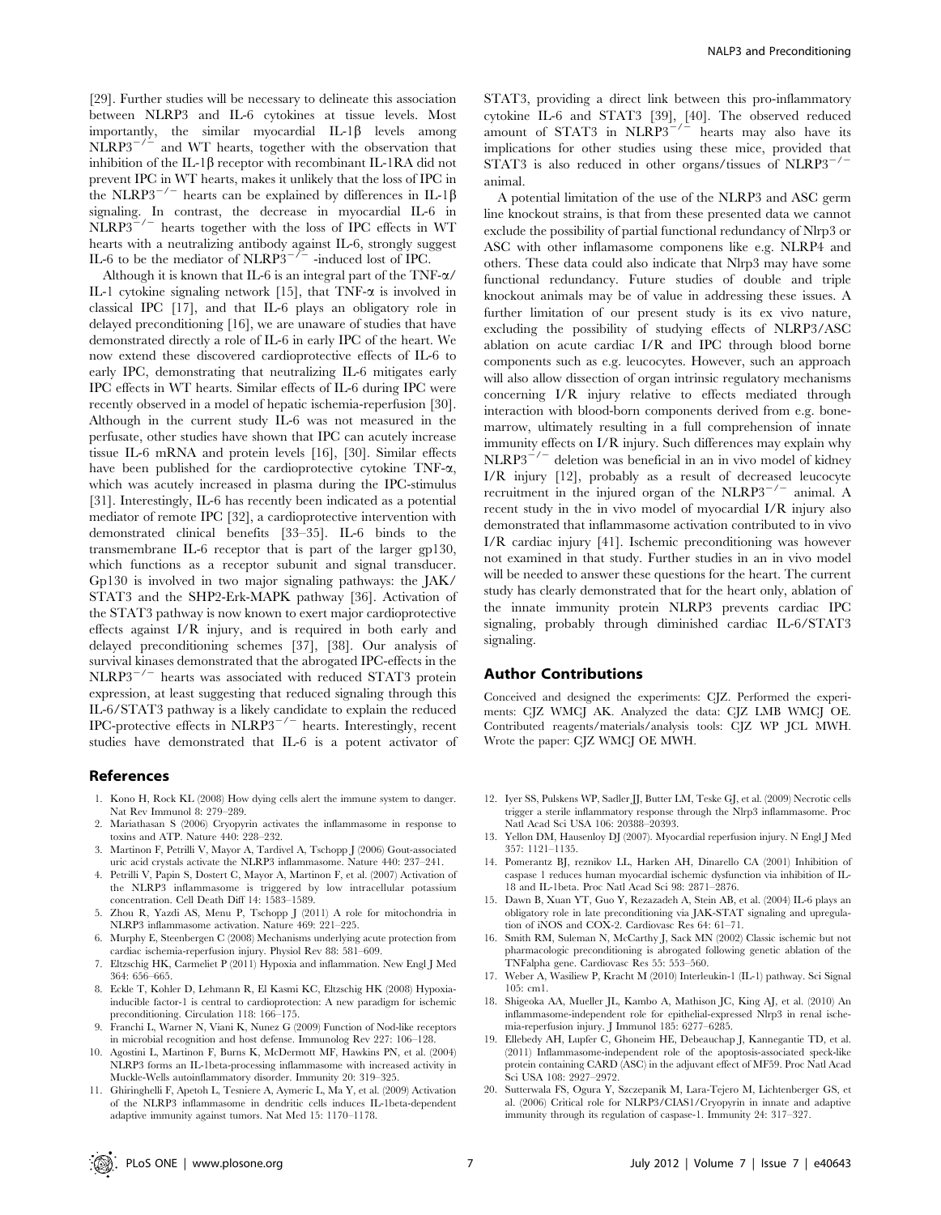[29]. Further studies will be necessary to delineate this association between NLRP3 and IL-6 cytokines at tissue levels. Most importantly, the similar myocardial IL-1β levels among NLRP3$^{-/-}$ and WT hearts, together with the observation that inhibition of the IL-1β receptor with recombinant IL-1RA did not prevent IPC in WT hearts, makes it unlikely that the loss of IPC in the NLRP3$^{-/-}$ hearts can be explained by differences in IL-1β signaling. In contrast, the decrease in myocardial IL-6 in NLRP3$^{-/-}$ hearts together with the loss of IPC effects in WT hearts with a neutralizing antibody against IL-6, strongly suggest IL-6 to be the mediator of NLRP3$^{-/-}$ -induced lost of IPC.

Although it is known that IL-6 is an integral part of the TNF-α/IL-1 cytokine signaling network [15], that TNF-α is involved in classical IPC [17], and that IL-6 plays an obligatory role in delayed preconditioning [16], we are unaware of studies that have demonstrated directly a role of IL-6 in early IPC of the heart. We now extend these discovered cardioprotective effects of IL-6 to early IPC, demonstrating that neutralizing IL-6 mitigates early IPC effects in WT hearts. Similar effects of IL-6 during IPC were recently observed in a model of hepatic ischemia-reperfusion [30]. Although in the current study IL-6 was not measured in the perfusate, other studies have shown that IPC can acutely increase tissue IL-6 mRNA and protein levels [16], [30]. Similar effects have been published for the cardioprotective cytokine TNF-α, which was acutely increased in plasma during the IPC-stimulus [31]. Interestingly, IL-6 has recently been indicated as a potential mediator of remote IPC [32], a cardioprotective intervention with demonstrated clinical benefits [33–35]. IL-6 binds to the transmembrane IL-6 receptor that is part of the larger gp130, which functions as a receptor subunit and signal transducer. Gp130 is involved in two major signaling pathways: the JAK/STAT3 and the SHP2-Erk-MAPK pathway [36]. Activation of the STAT3 pathway is now known to exert major cardioprotective effects against I/R injury, and is required in both early and delayed preconditioning schemes [37], [38]. Our analysis of survival kinases demonstrated that the abrogated IPC-effects in the NLRP3$^{-/-}$ hearts was associated with reduced STAT3 protein expression, at least suggesting that reduced signaling through this IL-6/STAT3 pathway is a likely candidate to explain the reduced IPC-protective effects in NLRP3$^{-/-}$ hearts. Interestingly, recent studies have demonstrated that IL-6 is a potent activator of STAT3, providing a direct link between this pro-inflammatory cytokine IL-6 and STAT3 [39], [40]. The observed reduced amount of STAT3 in NLRP3$^{-/-}$ hearts may also have its implications for other studies using these mice, provided that STAT3 is also reduced in other organs/tissues of NLRP3$^{-/-}$ animal.

A potential limitation of the use of the NLRP3 and ASC germ line knockout strains, is that from these presented data we cannot exclude the possibility of partial functional redundancy of Nlrp3 or ASC with other inflamasome componens like e.g. NLRP4 and others. These data could also indicate that Nlrp3 may have some functional redundancy. Future studies of double and triple knockout animals may be of value in addressing these issues. A further limitation of our present study is its ex vivo nature, excluding the possibility of studying effects of NLRP3/ASC ablation on acute cardiac I/R and IPC through blood borne components such as e.g. leucocytes. However, such an approach will also allow dissection of organ intrinsic regulatory mechanisms concerning I/R injury relative to effects mediated through interaction with blood-born components derived from e.g. bone-marrow, ultimately resulting in a full comprehension of innate immunity effects on I/R injury. Such differences may explain why NLRP3$^{-/-}$ deletion was beneficial in an in vivo model of kidney I/R injury [12], probably as a result of decreased leucocyte recruitment in the injured organ of the NLRP3$^{-/-}$ animal. A recent study in the in vivo model of myocardial I/R injury also demonstrated that inflammasome activation contributed to in vivo I/R cardiac injury [41]. Ischemic preconditioning was however not examined in that study. Further studies in an in vivo model will be needed to answer these questions for the heart. The current study has clearly demonstrated that for the heart only, ablation of the innate immunity protein NLRP3 prevents cardiac IPC signaling, probably through diminished cardiac IL-6/STAT3 signaling.

## Author Contributions

Conceived and designed the experiments: CJZ. Performed the experiments: CJZ WMCJ AK. Analyzed the data: CJZ LMB WMCJ OE. Contributed reagents/materials/analysis tools: CJZ WP JCL MWH. Wrote the paper: CJZ WMCJ OE MWH.

## References

1. Kono H, Rock KL (2008) How dying cells alert the immune system to danger. Nat Rev Immunol 8: 279–289.
2. Mariathasan S (2006) Cryopyrin activates the inflammasome in response to toxins and ATP. Nature 440: 228–232.
3. Martinon F, Petrilli V, Mayor A, Tardivel A, Tschopp J (2006) Gout-associated uric acid crystals activate the NLRP3 inflammasome. Nature 440: 237–241.
4. Petrilli V, Papin S, Dostert C, Mayor A, Martinon F, et al. (2007) Activation of the NLRP3 inflammasome is triggered by low intracellular potassium concentration. Cell Death Diff 14: 1583–1589.
5. Zhou R, Yazdi AS, Menu P, Tschopp J (2011) A role for mitochondria in NLRP3 inflammasome activation. Nature 469: 221–225.
6. Murphy E, Steenbergen C (2008) Mechanisms underlying acute protection from cardiac ischemia-reperfusion injury. Physiol Rev 88: 581–609.
7. Eltzschig HK, Carmeliet P (2011) Hypoxia and inflammation. New Engl J Med 364: 656–665.
8. Eckle T, Kohler D, Lehmann R, El Kasmi KC, Eltzschig HK (2008) Hypoxia-inducible factor-1 is central to cardioprotection: A new paradigm for ischemic preconditioning. Circulation 118: 166–175.
9. Franchi L, Warner N, Viani K, Nunez G (2009) Function of Nod-like receptors in microbial recognition and host defense. Immunolog Rev 227: 106–128.
10. Agostini L, Martinon F, Burns K, McDermott MF, Hawkins PN, et al. (2004) NLRP3 forms an IL-1beta-processing inflammasome with increased activity in Muckle-Wells autoinflammatory disorder. Immunity 20: 319–325.
11. Ghiringhelli F, Apetoh L, Tesniere A, Aymeric L, Ma Y, et al. (2009) Activation of the NLRP3 inflammasome in dendritic cells induces IL-1beta-dependent adaptive immunity against tumors. Nat Med 15: 1170–1178.
12. Iyer SS, Pulskens WP, Sadler JJ, Butter LM, Teske GJ, et al. (2009) Necrotic cells trigger a sterile inflammatory response through the Nlrp3 inflammasome. Proc Natl Acad Sci USA 106: 20388–20393.
13. Yellon DM, Hausenloy DJ (2007). Myocardial reperfusion injury. N Engl J Med 357: 1121–1135.
14. Pomerantz BJ, reznikov LL, Harken AH, Dinarello CA (2001) Inhibition of caspase 1 reduces human myocardial ischemic dysfunction via inhibition of IL-18 and IL-1beta. Proc Natl Acad Sci 98: 2871–2876.
15. Dawn B, Xuan YT, Guo Y, Rezazadeh A, Stein AB, et al. (2004) IL-6 plays an obligatory role in late preconditioning via JAK-STAT signaling and upregulation of iNOS and COX-2. Cardiovasc Res 64: 61–71.
16. Smith RM, Suleman N, McCarthy J, Sack MN (2002) Classic ischemic but not pharmacologic preconditioning is abrogated following genetic ablation of the TNFalpha gene. Cardiovasc Res 55: 553–560.
17. Weber A, Wasiliew P, Kracht M (2010) Interleukin-1 (IL-1) pathway. Sci Signal 105: cm1.
18. Shigeoka AA, Mueller JL, Kambo A, Mathison JC, King AJ, et al. (2010) An inflammasome-independent role for epithelial-expressed Nlrp3 in renal ischemia-reperfusion injury. J Immunol 185: 6277–6285.
19. Ellebedy AH, Lupfer C, Ghoneim HE, Debeauchap J, Kannegantie TD, et al. (2011) Inflammasome-independent role of the apoptosis-associated speck-like protein containing CARD (ASC) in the adjuvant effect of MF59. Proc Natl Acad Sci USA 108: 2927–2972.
20. Sutterwala FS, Ogura Y, Szczepanik M, Lara-Tejero M, Lichtenberger GS, et al. (2006) Critical role for NLRP3/CIAS1/Cryopyrin in innate and adaptive immunity through its regulation of caspase-1. Immunity 24: 317–327.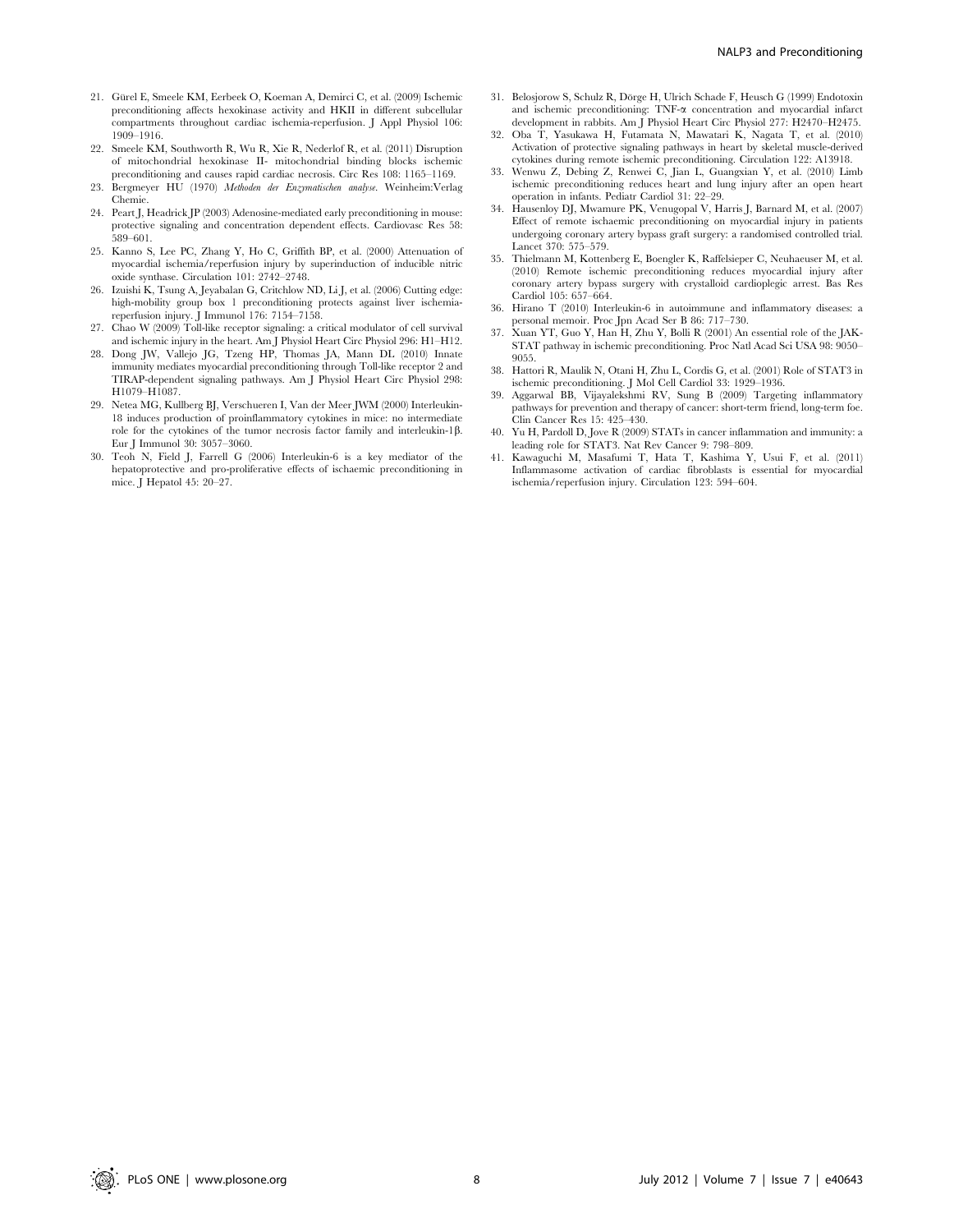21. Gürel E, Smeele KM, Eerbeek O, Koeman A, Demirci C, et al. (2009) Ischemic preconditioning affects hexokinase activity and HKII in different subcellular compartments throughout cardiac ischemia-reperfusion. J Appl Physiol 106: 1909–1916.
22. Smeele KM, Southworth R, Wu R, Xie R, Nederlof R, et al. (2011) Disruption of mitochondrial hexokinase II- mitochondrial binding blocks ischemic preconditioning and causes rapid cardiac necrosis. Circ Res 108: 1165–1169.
23. Bergmeyer HU (1970) *Methoden der Enzymatischen analyse*. Weinheim:Verlag Chemie.
24. Peart J, Headrick JP (2003) Adenosine-mediated early preconditioning in mouse: protective signaling and concentration dependent effects. Cardiovasc Res 58: 589–601.
25. Kanno S, Lee PC, Zhang Y, Ho C, Griffith BP, et al. (2000) Attenuation of myocardial ischemia/reperfusion injury by superinduction of inducible nitric oxide synthase. Circulation 101: 2742–2748.
26. Izuishi K, Tsung A, Jeyabalan G, Critchlow ND, Li J, et al. (2006) Cutting edge: high-mobility group box 1 preconditioning protects against liver ischemia-reperfusion injury. J Immunol 176: 7154–7158.
27. Chao W (2009) Toll-like receptor signaling: a critical modulator of cell survival and ischemic injury in the heart. Am J Physiol Heart Circ Physiol 296: H1–H12.
28. Dong JW, Vallejo JG, Tzeng HP, Thomas JA, Mann DL (2010) Innate immunity mediates myocardial preconditioning through Toll-like receptor 2 and TIRAP-dependent signaling pathways. Am J Physiol Heart Circ Physiol 298: H1079–H1087.
29. Netea MG, Kullberg BJ, Verschueren I, Van der Meer JWM (2000) Interleukin-18 induces production of proinflammatory cytokines in mice: no intermediate role for the cytokines of the tumor necrosis factor family and interleukin-1β. Eur J Immunol 30: 3057–3060.
30. Teoh N, Field J, Farrell G (2006) Interleukin-6 is a key mediator of the hepatoprotective and pro-proliferative effects of ischaemic preconditioning in mice. J Hepatol 45: 20–27.
31. Belosjorow S, Schulz R, Dörge H, Ulrich Schade F, Heusch G (1999) Endotoxin and ischemic preconditioning: TNF-α concentration and myocardial infarct development in rabbits. Am J Physiol Heart Circ Physiol 277: H2470–H2475.
32. Oba T, Yasukawa H, Futamata N, Mawatari K, Nagata T, et al. (2010) Activation of protective signaling pathways in heart by skeletal muscle-derived cytokines during remote ischemic preconditioning. Circulation 122: A13918.
33. Wenwu Z, Debing Z, Renwei C, Jian L, Guangxian Y, et al. (2010) Limb ischemic preconditioning reduces heart and lung injury after an open heart operation in infants. Pediatr Cardiol 31: 22–29.
34. Hausenloy DJ, Mwamure PK, Venugopal V, Harris J, Barnard M, et al. (2007) Effect of remote ischaemic preconditioning on myocardial injury in patients undergoing coronary artery bypass graft surgery: a randomised controlled trial. Lancet 370: 575–579.
35. Thielmann M, Kottenberg E, Boengler K, Raffelsieper C, Neuhaeuser M, et al. (2010) Remote ischemic preconditioning reduces myocardial injury after coronary artery bypass surgery with crystalloid cardioplegic arrest. Bas Res Cardiol 105: 657–664.
36. Hirano T (2010) Interleukin-6 in autoimmune and inflammatory diseases: a personal memoir. Proc Jpn Acad Ser B 86: 717–730.
37. Xuan YT, Guo Y, Han H, Zhu Y, Bolli R (2001) An essential role of the JAK-STAT pathway in ischemic preconditioning. Proc Natl Acad Sci USA 98: 9050–9055.
38. Hattori R, Maulik N, Otani H, Zhu L, Cordis G, et al. (2001) Role of STAT3 in ischemic preconditioning. J Mol Cell Cardiol 33: 1929–1936.
39. Aggarwal BB, Vijayalekshmi RV, Sung B (2009) Targeting inflammatory pathways for prevention and therapy of cancer: short-term friend, long-term foe. Clin Cancer Res 15: 425–430.
40. Yu H, Pardoll D, Jove R (2009) STATs in cancer inflammation and immunity: a leading role for STAT3. Nat Rev Cancer 9: 798–809.
41. Kawaguchi M, Masafumi T, Hata T, Kashima Y, Usui F, et al. (2011) Inflammasome activation of cardiac fibroblasts is essential for myocardial ischemia/reperfusion injury. Circulation 123: 594–604.